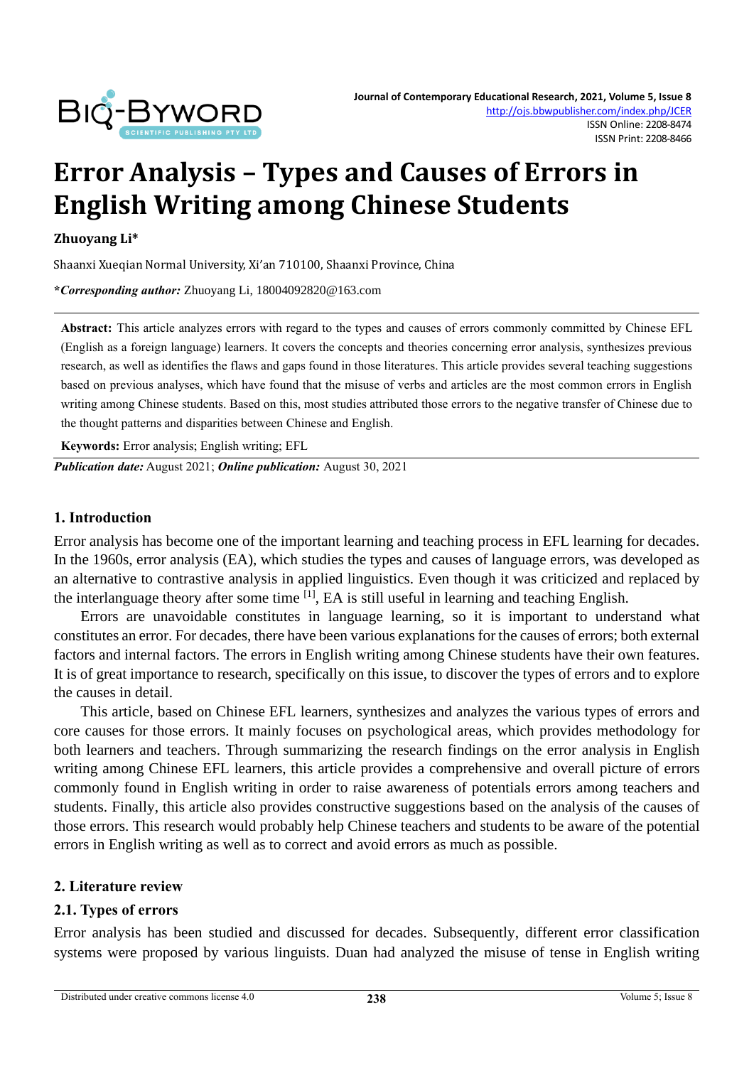# Error Analysis – Types and Causes of Errors in English Writing among Chinese Students

**Zhuoyang Li***

Shaanxi Xueqian Normal University, Xi'an 710100, Shaanxi Province, China

***Corresponding author:** Zhuoyang Li, 18004092820@163.com

**Abstract:** This article analyzes errors with regard to the types and causes of errors commonly committed by Chinese EFL (English as a foreign language) learners. It covers the concepts and theories concerning error analysis, synthesizes previous research, as well as identifies the flaws and gaps found in those literatures. This article provides several teaching suggestions based on previous analyses, which have found that the misuse of verbs and articles are the most common errors in English writing among Chinese students. Based on this, most studies attributed those errors to the negative transfer of Chinese due to the thought patterns and disparities between Chinese and English.

**Keywords:** Error analysis; English writing; EFL

***Publication date:*** August 2021; ***Online publication:*** August 30, 2021

## 1. Introduction

Error analysis has become one of the important learning and teaching process in EFL learning for decades. In the 1960s, error analysis (EA), which studies the types and causes of language errors, was developed as an alternative to contrastive analysis in applied linguistics. Even though it was criticized and replaced by the interlanguage theory after some time [1], EA is still useful in learning and teaching English.

Errors are unavoidable constitutes in language learning, so it is important to understand what constitutes an error. For decades, there have been various explanations for the causes of errors; both external factors and internal factors. The errors in English writing among Chinese students have their own features. It is of great importance to research, specifically on this issue, to discover the types of errors and to explore the causes in detail.

This article, based on Chinese EFL learners, synthesizes and analyzes the various types of errors and core causes for those errors. It mainly focuses on psychological areas, which provides methodology for both learners and teachers. Through summarizing the research findings on the error analysis in English writing among Chinese EFL learners, this article provides a comprehensive and overall picture of errors commonly found in English writing in order to raise awareness of potentials errors among teachers and students. Finally, this article also provides constructive suggestions based on the analysis of the causes of those errors. This research would probably help Chinese teachers and students to be aware of the potential errors in English writing as well as to correct and avoid errors as much as possible.

## 2. Literature review

### 2.1. Types of errors

Error analysis has been studied and discussed for decades. Subsequently, different error classification systems were proposed by various linguists. Duan had analyzed the misuse of tense in English writing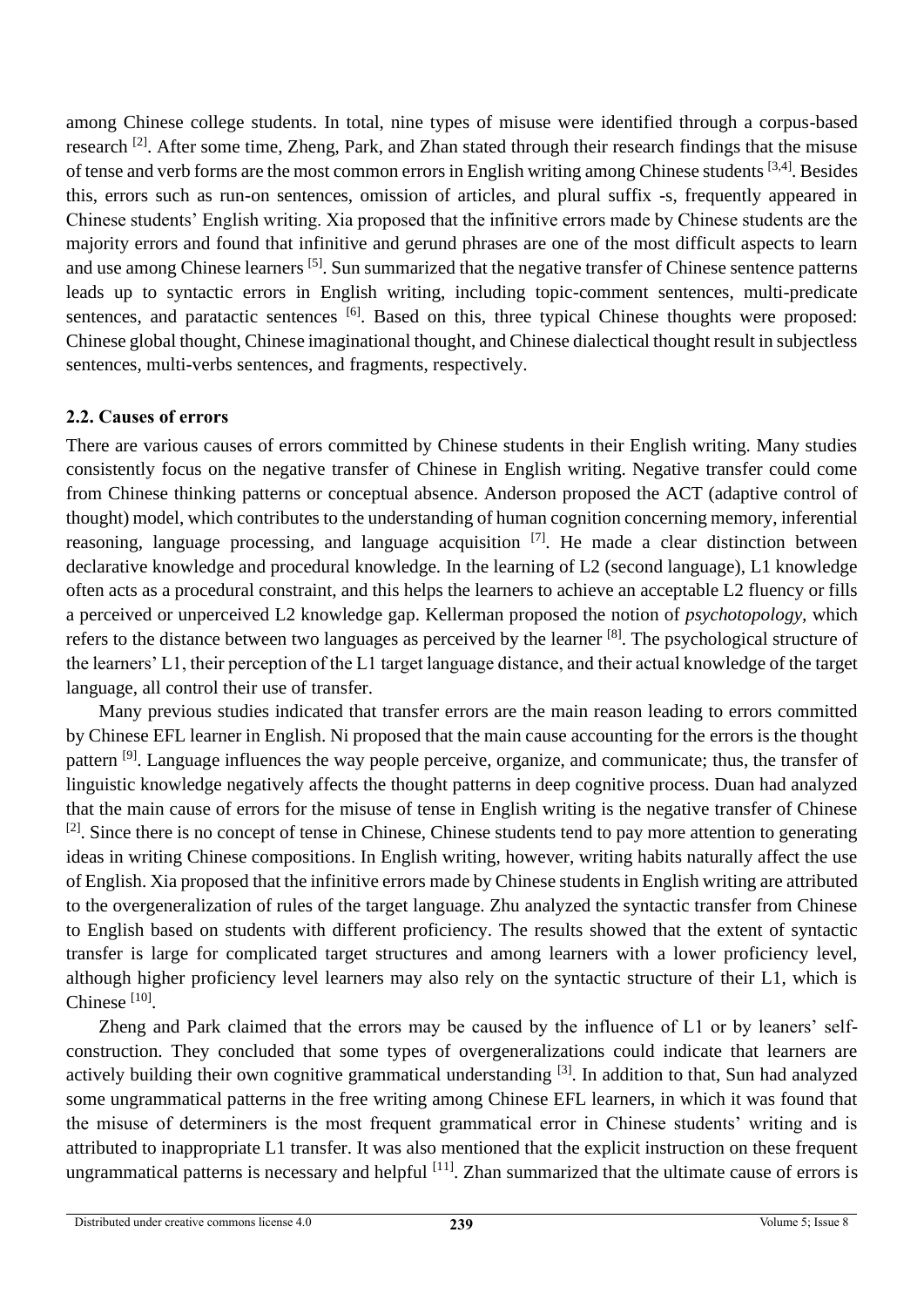among Chinese college students. In total, nine types of misuse were identified through a corpus-based research [2]. After some time, Zheng, Park, and Zhan stated through their research findings that the misuse of tense and verb forms are the most common errors in English writing among Chinese students [3,4]. Besides this, errors such as run-on sentences, omission of articles, and plural suffix -s, frequently appeared in Chinese students' English writing. Xia proposed that the infinitive errors made by Chinese students are the majority errors and found that infinitive and gerund phrases are one of the most difficult aspects to learn and use among Chinese learners [5]. Sun summarized that the negative transfer of Chinese sentence patterns leads up to syntactic errors in English writing, including topic-comment sentences, multi-predicate sentences, and paratactic sentences [6]. Based on this, three typical Chinese thoughts were proposed: Chinese global thought, Chinese imaginational thought, and Chinese dialectical thought result in subjectless sentences, multi-verbs sentences, and fragments, respectively.

### 2.2. Causes of errors

There are various causes of errors committed by Chinese students in their English writing. Many studies consistently focus on the negative transfer of Chinese in English writing. Negative transfer could come from Chinese thinking patterns or conceptual absence. Anderson proposed the ACT (adaptive control of thought) model, which contributes to the understanding of human cognition concerning memory, inferential reasoning, language processing, and language acquisition [7]. He made a clear distinction between declarative knowledge and procedural knowledge. In the learning of L2 (second language), L1 knowledge often acts as a procedural constraint, and this helps the learners to achieve an acceptable L2 fluency or fills a perceived or unperceived L2 knowledge gap. Kellerman proposed the notion of *psychotopology*, which refers to the distance between two languages as perceived by the learner [8]. The psychological structure of the learners' L1, their perception of the L1 target language distance, and their actual knowledge of the target language, all control their use of transfer.

Many previous studies indicated that transfer errors are the main reason leading to errors committed by Chinese EFL learner in English. Ni proposed that the main cause accounting for the errors is the thought pattern [9]. Language influences the way people perceive, organize, and communicate; thus, the transfer of linguistic knowledge negatively affects the thought patterns in deep cognitive process. Duan had analyzed that the main cause of errors for the misuse of tense in English writing is the negative transfer of Chinese [2]. Since there is no concept of tense in Chinese, Chinese students tend to pay more attention to generating ideas in writing Chinese compositions. In English writing, however, writing habits naturally affect the use of English. Xia proposed that the infinitive errors made by Chinese students in English writing are attributed to the overgeneralization of rules of the target language. Zhu analyzed the syntactic transfer from Chinese to English based on students with different proficiency. The results showed that the extent of syntactic transfer is large for complicated target structures and among learners with a lower proficiency level, although higher proficiency level learners may also rely on the syntactic structure of their L1, which is Chinese [10].

Zheng and Park claimed that the errors may be caused by the influence of L1 or by leaners' self-construction. They concluded that some types of overgeneralizations could indicate that learners are actively building their own cognitive grammatical understanding [3]. In addition to that, Sun had analyzed some ungrammatical patterns in the free writing among Chinese EFL learners, in which it was found that the misuse of determiners is the most frequent grammatical error in Chinese students' writing and is attributed to inappropriate L1 transfer. It was also mentioned that the explicit instruction on these frequent ungrammatical patterns is necessary and helpful [11]. Zhan summarized that the ultimate cause of errors is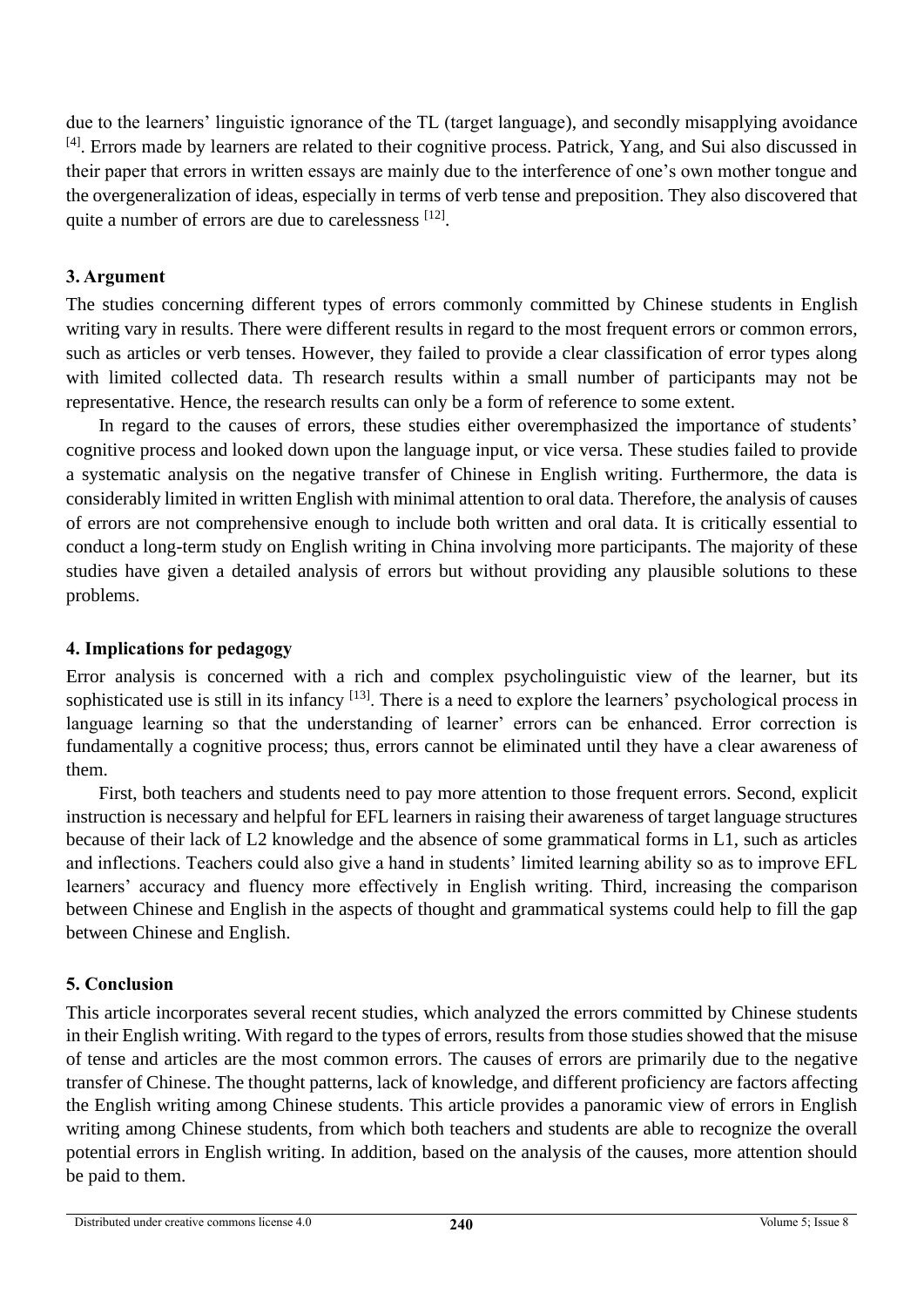due to the learners' linguistic ignorance of the TL (target language), and secondly misapplying avoidance [4]. Errors made by learners are related to their cognitive process. Patrick, Yang, and Sui also discussed in their paper that errors in written essays are mainly due to the interference of one's own mother tongue and the overgeneralization of ideas, especially in terms of verb tense and preposition. They also discovered that quite a number of errors are due to carelessness [12].

## 3. Argument

The studies concerning different types of errors commonly committed by Chinese students in English writing vary in results. There were different results in regard to the most frequent errors or common errors, such as articles or verb tenses. However, they failed to provide a clear classification of error types along with limited collected data. Th research results within a small number of participants may not be representative. Hence, the research results can only be a form of reference to some extent.

In regard to the causes of errors, these studies either overemphasized the importance of students' cognitive process and looked down upon the language input, or vice versa. These studies failed to provide a systematic analysis on the negative transfer of Chinese in English writing. Furthermore, the data is considerably limited in written English with minimal attention to oral data. Therefore, the analysis of causes of errors are not comprehensive enough to include both written and oral data. It is critically essential to conduct a long-term study on English writing in China involving more participants. The majority of these studies have given a detailed analysis of errors but without providing any plausible solutions to these problems.

## 4. Implications for pedagogy

Error analysis is concerned with a rich and complex psycholinguistic view of the learner, but its sophisticated use is still in its infancy [13]. There is a need to explore the learners' psychological process in language learning so that the understanding of learner' errors can be enhanced. Error correction is fundamentally a cognitive process; thus, errors cannot be eliminated until they have a clear awareness of them.

First, both teachers and students need to pay more attention to those frequent errors. Second, explicit instruction is necessary and helpful for EFL learners in raising their awareness of target language structures because of their lack of L2 knowledge and the absence of some grammatical forms in L1, such as articles and inflections. Teachers could also give a hand in students' limited learning ability so as to improve EFL learners' accuracy and fluency more effectively in English writing. Third, increasing the comparison between Chinese and English in the aspects of thought and grammatical systems could help to fill the gap between Chinese and English.

## 5. Conclusion

This article incorporates several recent studies, which analyzed the errors committed by Chinese students in their English writing. With regard to the types of errors, results from those studies showed that the misuse of tense and articles are the most common errors. The causes of errors are primarily due to the negative transfer of Chinese. The thought patterns, lack of knowledge, and different proficiency are factors affecting the English writing among Chinese students. This article provides a panoramic view of errors in English writing among Chinese students, from which both teachers and students are able to recognize the overall potential errors in English writing. In addition, based on the analysis of the causes, more attention should be paid to them.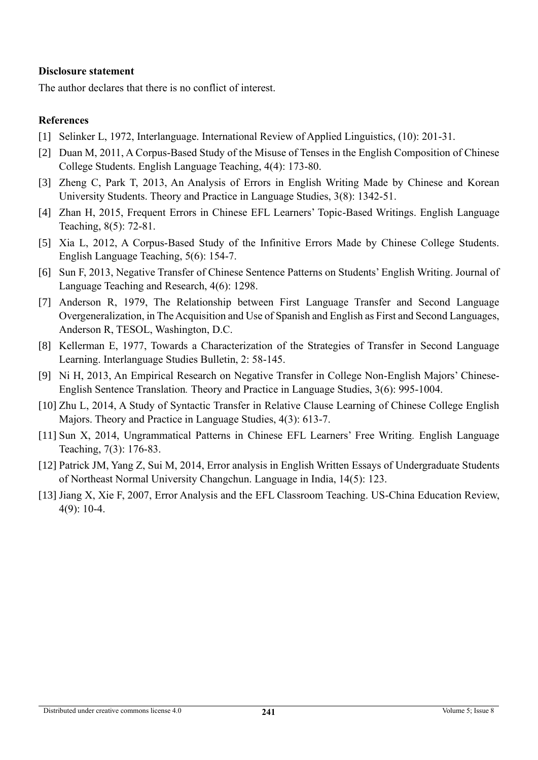**Disclosure statement**

The author declares that there is no conflict of interest.

**References**

[1] Selinker L, 1972, Interlanguage. International Review of Applied Linguistics, (10): 201-31.

[2] Duan M, 2011, A Corpus-Based Study of the Misuse of Tenses in the English Composition of Chinese College Students. English Language Teaching, 4(4): 173-80.

[3] Zheng C, Park T, 2013, An Analysis of Errors in English Writing Made by Chinese and Korean University Students. Theory and Practice in Language Studies, 3(8): 1342-51.

[4] Zhan H, 2015, Frequent Errors in Chinese EFL Learners' Topic-Based Writings. English Language Teaching, 8(5): 72-81.

[5] Xia L, 2012, A Corpus-Based Study of the Infinitive Errors Made by Chinese College Students. English Language Teaching, 5(6): 154-7.

[6] Sun F, 2013, Negative Transfer of Chinese Sentence Patterns on Students' English Writing. Journal of Language Teaching and Research, 4(6): 1298.

[7] Anderson R, 1979, The Relationship between First Language Transfer and Second Language Overgeneralization, in The Acquisition and Use of Spanish and English as First and Second Languages, Anderson R, TESOL, Washington, D.C.

[8] Kellerman E, 1977, Towards a Characterization of the Strategies of Transfer in Second Language Learning. Interlanguage Studies Bulletin, 2: 58-145.

[9] Ni H, 2013, An Empirical Research on Negative Transfer in College Non-English Majors' Chinese-English Sentence Translation. Theory and Practice in Language Studies, 3(6): 995-1004.

[10] Zhu L, 2014, A Study of Syntactic Transfer in Relative Clause Learning of Chinese College English Majors. Theory and Practice in Language Studies, 4(3): 613-7.

[11] Sun X, 2014, Ungrammatical Patterns in Chinese EFL Learners' Free Writing. English Language Teaching, 7(3): 176-83.

[12] Patrick JM, Yang Z, Sui M, 2014, Error analysis in English Written Essays of Undergraduate Students of Northeast Normal University Changchun. Language in India, 14(5): 123.

[13] Jiang X, Xie F, 2007, Error Analysis and the EFL Classroom Teaching. US-China Education Review, 4(9): 10-4.